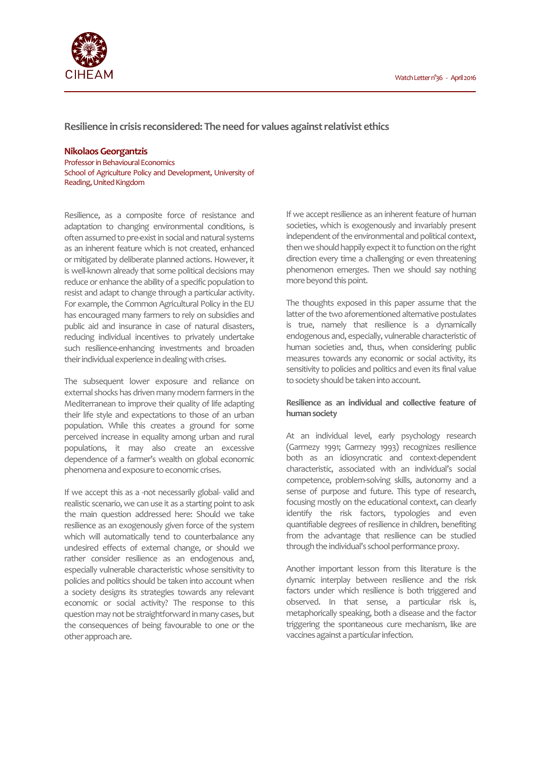# Resilience in crisis reconsidered: The need for values against relativist ethics

**Nikolaos Georgantzis**
Professor in Behavioural Economics
School of Agriculture Policy and Development, University of Reading, United Kingdom

Resilience, as a composite force of resistance and adaptation to changing environmental conditions, is often assumed to pre-exist in social and natural systems as an inherent feature which is not created, enhanced or mitigated by deliberate planned actions. However, it is well-known already that some political decisions may reduce or enhance the ability of a specific population to resist and adapt to change through a particular activity. For example, the Common Agricultural Policy in the EU has encouraged many farmers to rely on subsidies and public aid and insurance in case of natural disasters, reducing individual incentives to privately undertake such resilience-enhancing investments and broaden their individual experience in dealing with crises.

The subsequent lower exposure and reliance on external shocks has driven many modern farmers in the Mediterranean to improve their quality of life adapting their life style and expectations to those of an urban population. While this creates a ground for some perceived increase in equality among urban and rural populations, it may also create an excessive dependence of a farmer's wealth on global economic phenomena and exposure to economic crises.

If we accept this as a -not necessarily global- valid and realistic scenario, we can use it as a starting point to ask the main question addressed here: Should we take resilience as an exogenously given force of the system which will automatically tend to counterbalance any undesired effects of external change, or should we rather consider resilience as an endogenous and, especially vulnerable characteristic whose sensitivity to policies and politics should be taken into account when a society designs its strategies towards any relevant economic or social activity? The response to this question may not be straightforward in many cases, but the consequences of being favourable to one or the other approach are.

If we accept resilience as an inherent feature of human societies, which is exogenously and invariably present independent of the environmental and political context, then we should happily expect it to function on the right direction every time a challenging or even threatening phenomenon emerges. Then we should say nothing more beyond this point.

The thoughts exposed in this paper assume that the latter of the two aforementioned alternative postulates is true, namely that resilience is a dynamically endogenous and, especially, vulnerable characteristic of human societies and, thus, when considering public measures towards any economic or social activity, its sensitivity to policies and politics and even its final value to society should be taken into account.

### Resilience as an individual and collective feature of human society

At an individual level, early psychology research (Garmezy 1991; Garmezy 1993) recognizes resilience both as an idiosyncratic and context-dependent characteristic, associated with an individual's social competence, problem-solving skills, autonomy and a sense of purpose and future. This type of research, focusing mostly on the educational context, can clearly identify the risk factors, typologies and even quantifiable degrees of resilience in children, benefiting from the advantage that resilience can be studied through the individual's school performance proxy.

Another important lesson from this literature is the dynamic interplay between resilience and the risk factors under which resilience is both triggered and observed. In that sense, a particular risk is, metaphorically speaking, both a disease and the factor triggering the spontaneous cure mechanism, like are vaccines against a particular infection.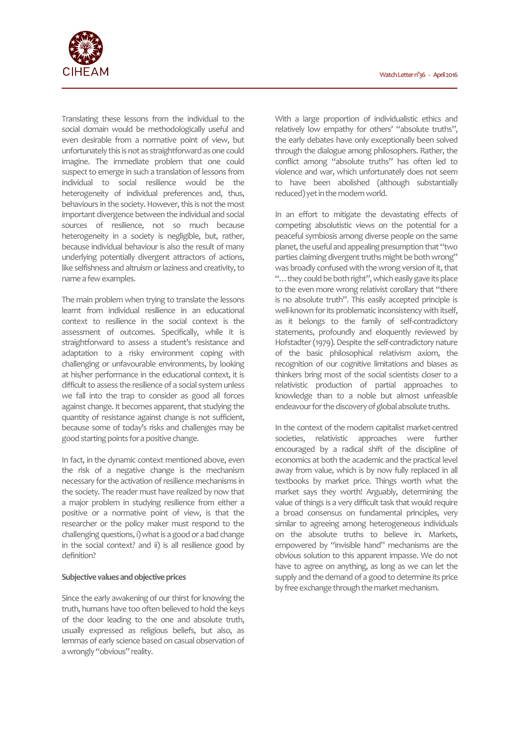Translating these lessons from the individual to the social domain would be methodologically useful and even desirable from a normative point of view, but unfortunately this is not as straightforward as one could imagine. The immediate problem that one could suspect to emerge in such a translation of lessons from individual to social resilience would be the heterogeneity of individual preferences and, thus, behaviours in the society. However, this is not the most important divergence between the individual and social sources of resilience, not so much because heterogeneity in a society is negligible, but, rather, because individual behaviour is also the result of many underlying potentially divergent attractors of actions, like selfishness and altruism or laziness and creativity, to name a few examples.

The main problem when trying to translate the lessons learnt from individual resilience in an educational context to resilience in the social context is the assessment of outcomes. Specifically, while it is straightforward to assess a student's resistance and adaptation to a risky environment coping with challenging or unfavourable environments, by looking at his/her performance in the educational context, it is difficult to assess the resilience of a social system unless we fall into the trap to consider as good all forces against change. It becomes apparent, that studying the quantity of resistance against change is not sufficient, because some of today's risks and challenges may be good starting points for a positive change.

In fact, in the dynamic context mentioned above, even the risk of a negative change is the mechanism necessary for the activation of resilience mechanisms in the society. The reader must have realized by now that a major problem in studying resilience from either a positive or a normative point of view, is that the researcher or the policy maker must respond to the challenging questions, i) what is a good or a bad change in the social context? and ii) is all resilience good by definition?

**Subjective values and objective prices**

Since the early awakening of our thirst for knowing the truth, humans have too often believed to hold the keys of the door leading to the one and absolute truth, usually expressed as religious beliefs, but also, as lemmas of early science based on casual observation of a wrongly "obvious" reality.

With a large proportion of individualistic ethics and relatively low empathy for others' "absolute truths", the early debates have only exceptionally been solved through the dialogue among philosophers. Rather, the conflict among "absolute truths" has often led to violence and war, which unfortunately does not seem to have been abolished (although substantially reduced) yet in the modern world.

In an effort to mitigate the devastating effects of competing absolutistic views on the potential for a peaceful symbiosis among diverse people on the same planet, the useful and appealing presumption that "two parties claiming divergent truths might be both wrong" was broadly confused with the wrong version of it, that "…they could be both right", which easily gave its place to the even more wrong relativist corollary that "there is no absolute truth". This easily accepted principle is well-known for its problematic inconsistency with itself, as it belongs to the family of self-contradictory statements, profoundly and eloquently reviewed by Hofstadter (1979). Despite the self-contradictory nature of the basic philosophical relativism axiom, the recognition of our cognitive limitations and biases as thinkers bring most of the social scientists closer to a relativistic production of partial approaches to knowledge than to a noble but almost unfeasible endeavour for the discovery of global absolute truths.

In the context of the modern capitalist market-centred societies, relativistic approaches were further encouraged by a radical shift of the discipline of economics at both the academic and the practical level away from value, which is by now fully replaced in all textbooks by market price. Things worth what the market says they worth! Arguably, determining the value of things is a very difficult task that would require a broad consensus on fundamental principles, very similar to agreeing among heterogeneous individuals on the absolute truths to believe in. Markets, empowered by "invisible hand" mechanisms are the obvious solution to this apparent impasse. We do not have to agree on anything, as long as we can let the supply and the demand of a good to determine its price by free exchange through the market mechanism.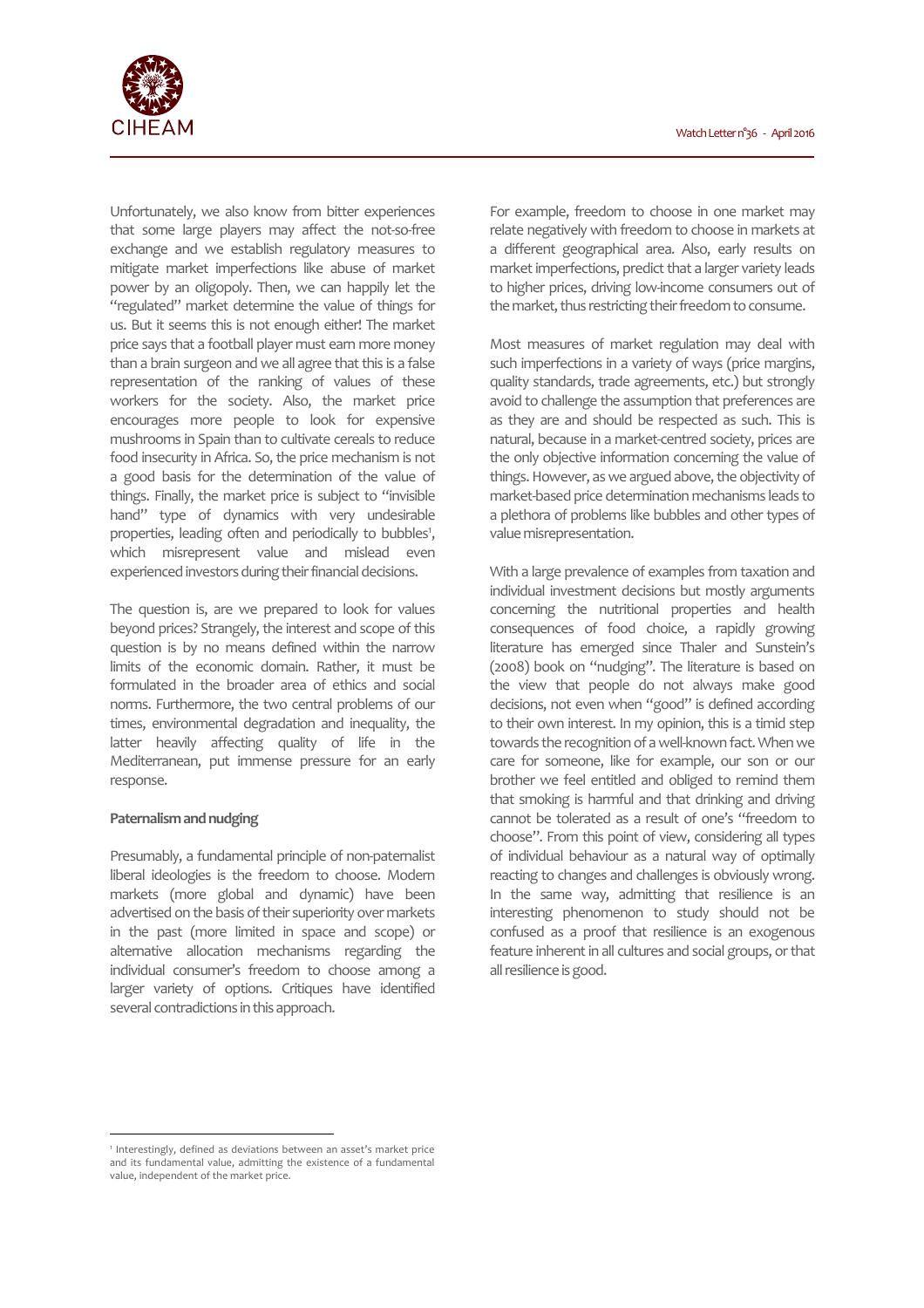Unfortunately, we also know from bitter experiences that some large players may affect the not-so-free exchange and we establish regulatory measures to mitigate market imperfections like abuse of market power by an oligopoly. Then, we can happily let the "regulated" market determine the value of things for us. But it seems this is not enough either! The market price says that a football player must earn more money than a brain surgeon and we all agree that this is a false representation of the ranking of values of these workers for the society. Also, the market price encourages more people to look for expensive mushrooms in Spain than to cultivate cereals to reduce food insecurity in Africa. So, the price mechanism is not a good basis for the determination of the value of things. Finally, the market price is subject to "invisible hand" type of dynamics with very undesirable properties, leading often and periodically to bubbles[1], which misrepresent value and mislead even experienced investors during their financial decisions.

The question is, are we prepared to look for values beyond prices? Strangely, the interest and scope of this question is by no means defined within the narrow limits of the economic domain. Rather, it must be formulated in the broader area of ethics and social norms. Furthermore, the two central problems of our times, environmental degradation and inequality, the latter heavily affecting quality of life in the Mediterranean, put immense pressure for an early response.

### Paternalism and nudging

Presumably, a fundamental principle of non-paternalist liberal ideologies is the freedom to choose. Modern markets (more global and dynamic) have been advertised on the basis of their superiority over markets in the past (more limited in space and scope) or alternative allocation mechanisms regarding the individual consumer's freedom to choose among a larger variety of options. Critiques have identified several contradictions in this approach.

For example, freedom to choose in one market may relate negatively with freedom to choose in markets at a different geographical area. Also, early results on market imperfections, predict that a larger variety leads to higher prices, driving low-income consumers out of the market, thus restricting their freedom to consume.

Most measures of market regulation may deal with such imperfections in a variety of ways (price margins, quality standards, trade agreements, etc.) but strongly avoid to challenge the assumption that preferences are as they are and should be respected as such. This is natural, because in a market-centred society, prices are the only objective information concerning the value of things. However, as we argued above, the objectivity of market-based price determination mechanisms leads to a plethora of problems like bubbles and other types of value misrepresentation.

With a large prevalence of examples from taxation and individual investment decisions but mostly arguments concerning the nutritional properties and health consequences of food choice, a rapidly growing literature has emerged since Thaler and Sunstein's (2008) book on "nudging". The literature is based on the view that people do not always make good decisions, not even when "good" is defined according to their own interest. In my opinion, this is a timid step towards the recognition of a well-known fact. When we care for someone, like for example, our son or our brother we feel entitled and obliged to remind them that smoking is harmful and that drinking and driving cannot be tolerated as a result of one's "freedom to choose". From this point of view, considering all types of individual behaviour as a natural way of optimally reacting to changes and challenges is obviously wrong. In the same way, admitting that resilience is an interesting phenomenon to study should not be confused as a proof that resilience is an exogenous feature inherent in all cultures and social groups, or that all resilience is good.

---

[1] Interestingly, defined as deviations between an asset's market price and its fundamental value, admitting the existence of a fundamental value, independent of the market price.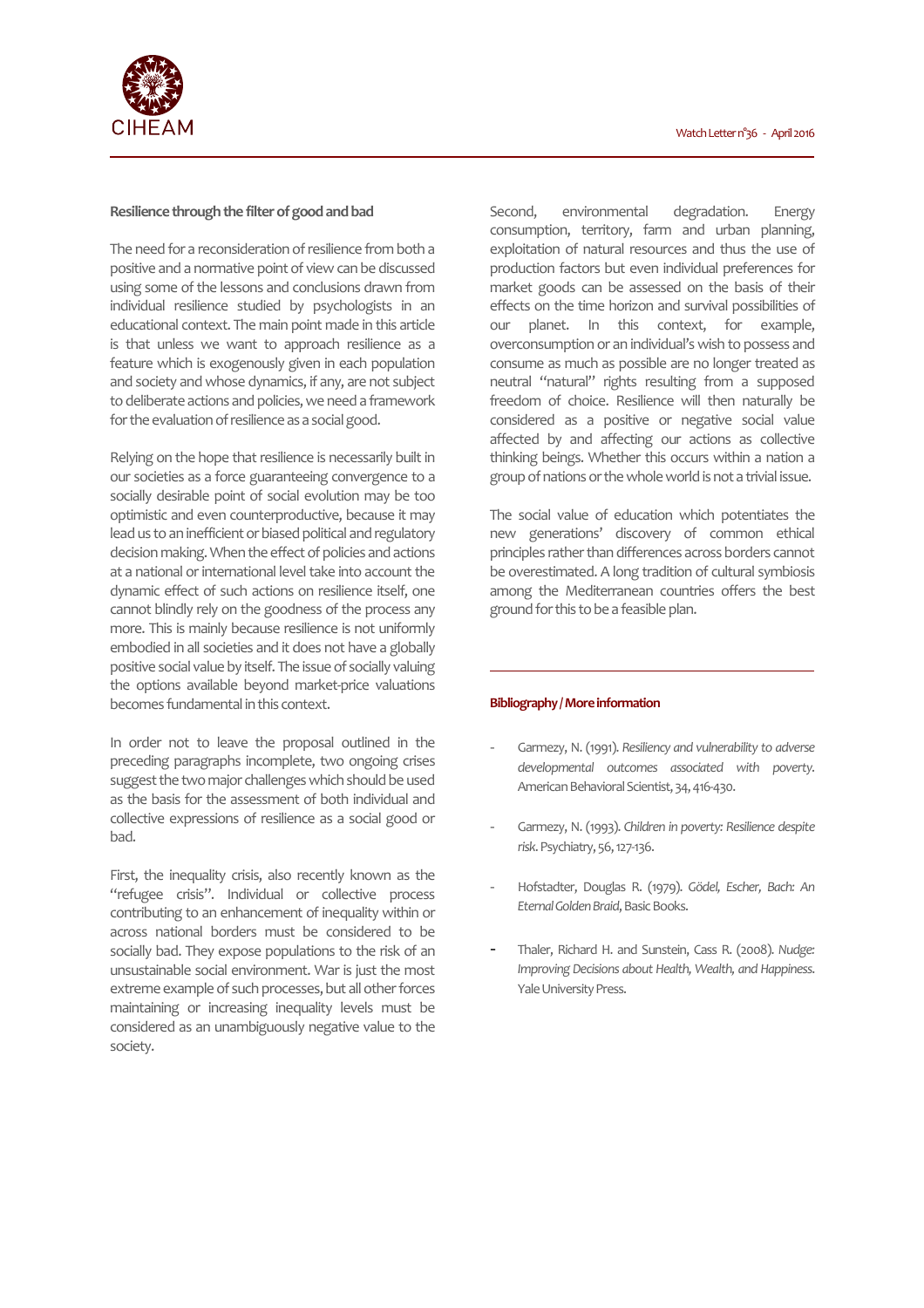### Resilience through the filter of good and bad

The need for a reconsideration of resilience from both a positive and a normative point of view can be discussed using some of the lessons and conclusions drawn from individual resilience studied by psychologists in an educational context. The main point made in this article is that unless we want to approach resilience as a feature which is exogenously given in each population and society and whose dynamics, if any, are not subject to deliberate actions and policies, we need a framework for the evaluation of resilience as a social good.

Relying on the hope that resilience is necessarily built in our societies as a force guaranteeing convergence to a socially desirable point of social evolution may be too optimistic and even counterproductive, because it may lead us to an inefficient or biased political and regulatory decision making. When the effect of policies and actions at a national or international level take into account the dynamic effect of such actions on resilience itself, one cannot blindly rely on the goodness of the process any more. This is mainly because resilience is not uniformly embodied in all societies and it does not have a globally positive social value by itself. The issue of socially valuing the options available beyond market-price valuations becomes fundamental in this context.

In order not to leave the proposal outlined in the preceding paragraphs incomplete, two ongoing crises suggest the two major challenges which should be used as the basis for the assessment of both individual and collective expressions of resilience as a social good or bad.

First, the inequality crisis, also recently known as the "refugee crisis". Individual or collective process contributing to an enhancement of inequality within or across national borders must be considered to be socially bad. They expose populations to the risk of an unsustainable social environment. War is just the most extreme example of such processes, but all other forces maintaining or increasing inequality levels must be considered as an unambiguously negative value to the society.

Second, environmental degradation. Energy consumption, territory, farm and urban planning, exploitation of natural resources and thus the use of production factors but even individual preferences for market goods can be assessed on the basis of their effects on the time horizon and survival possibilities of our planet. In this context, for example, overconsumption or an individual's wish to possess and consume as much as possible are no longer treated as neutral "natural" rights resulting from a supposed freedom of choice. Resilience will then naturally be considered as a positive or negative social value affected by and affecting our actions as collective thinking beings. Whether this occurs within a nation a group of nations or the whole world is not a trivial issue.

The social value of education which potentiates the new generations' discovery of common ethical principles rather than differences across borders cannot be overestimated. A long tradition of cultural symbiosis among the Mediterranean countries offers the best ground for this to be a feasible plan.

---

**Bibliography / More information**

- Garmezy, N. (1991). *Resiliency and vulnerability to adverse developmental outcomes associated with poverty.* American Behavioral Scientist, 34, 416-430.
- Garmezy, N. (1993). *Children in poverty: Resilience despite risk*. Psychiatry, 56, 127-136.
- Hofstadter, Douglas R. (1979). *Gödel, Escher, Bach: An Eternal Golden Braid*, Basic Books.
- Thaler, Richard H. and Sunstein, Cass R. (2008). *Nudge: Improving Decisions about Health, Wealth, and Happiness.* Yale University Press.